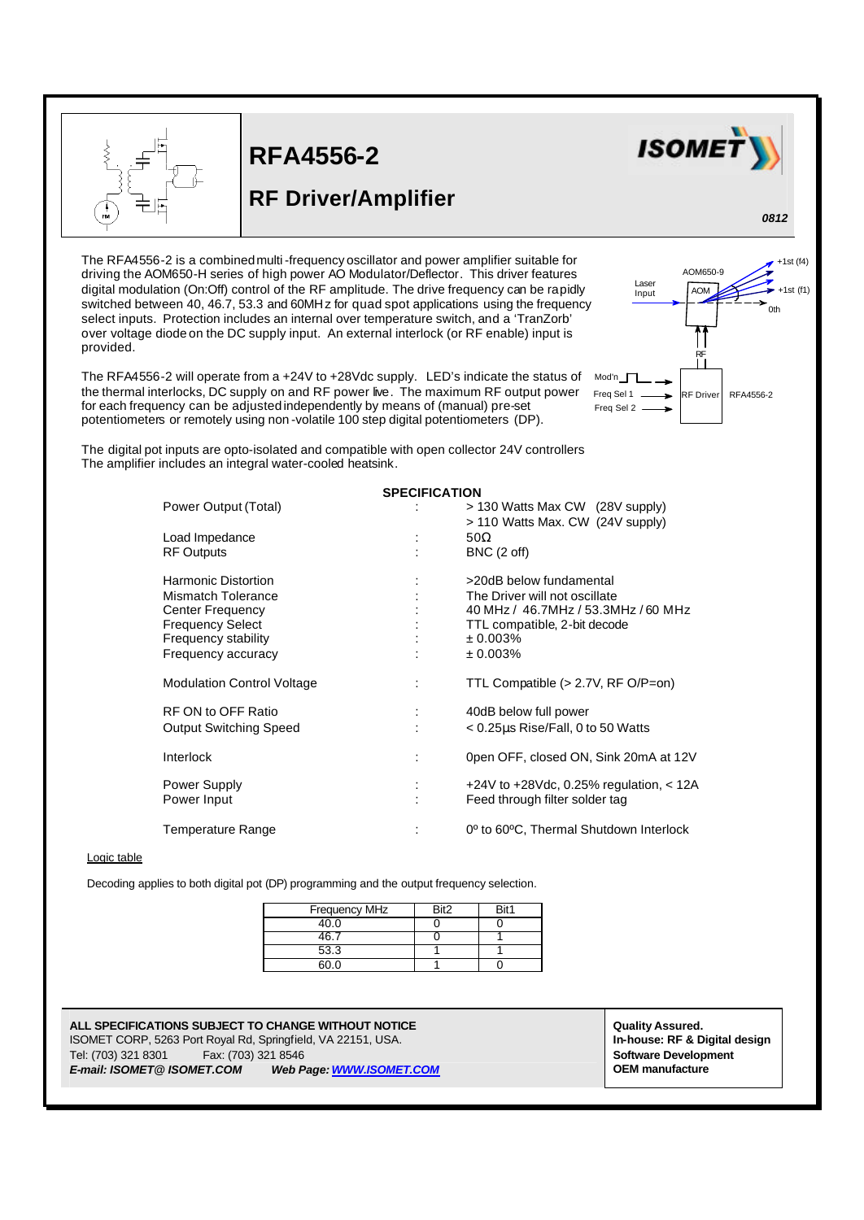# RFA4556-2

## RF Driver/Amplifier

*0812*

The RFA4556-2 is a combined multi-frequency oscillator and power amplifier suitable for driving the AOM650-H series of high power AO Modulator/Deflector. This driver features digital modulation (On:Off) control of the RF amplitude. The drive frequency can be rapidly switched between 40, 46.7, 53.3 and 60MHz for quad spot applications using the frequency select inputs. Protection includes an internal over temperature switch, and a 'TranZorb' over voltage diode on the DC supply input. An external interlock (or RF enable) input is provided.

The RFA4556-2 will operate from a +24V to +28Vdc supply. LED's indicate the status of the thermal interlocks, DC supply on and RF power live. The maximum RF output power for each frequency can be adjusted independently by means of (manual) pre-set potentiometers or remotely using non-volatile 100 step digital potentiometers (DP).

The digital pot inputs are opto-isolated and compatible with open collector 24V controllers
The amplifier includes an integral water-cooled heatsink.

### SPECIFICATION

| | | |
|---|---|---|
| Power Output (Total) | : | > 130 Watts Max CW (28V supply) |
| | | > 110 Watts Max. CW (24V supply) |
| Load Impedance | : | 50Ω |
| RF Outputs | : | BNC (2 off) |
| Harmonic Distortion | : | >20dB below fundamental |
| Mismatch Tolerance | : | The Driver will not oscillate |
| Center Frequency | : | 40 MHz / 46.7MHz / 53.3MHz / 60 MHz |
| Frequency Select | : | TTL compatible, 2-bit decode |
| Frequency stability | : | ± 0.003% |
| Frequency accuracy | : | ± 0.003% |
| Modulation Control Voltage | : | TTL Compatible (> 2.7V, RF O/P=on) |
| RF ON to OFF Ratio | : | 40dB below full power |
| Output Switching Speed | : | < 0.25µs Rise/Fall, 0 to 50 Watts |
| Interlock | : | 0pen OFF, closed ON, Sink 20mA at 12V |
| Power Supply | : | +24V to +28Vdc, 0.25% regulation, < 12A |
| Power Input | : | Feed through filter solder tag |
| Temperature Range | : | 0º to 60ºC, Thermal Shutdown Interlock |

Logic table

Decoding applies to both digital pot (DP) programming and the output frequency selection.

| Frequency MHz | Bit2 | Bit1 |
|---|---|---|
| 40.0 | 0 | 0 |
| 46.7 | 0 | 1 |
| 53.3 | 1 | 1 |
| 60.0 | 1 | 0 |

**ALL SPECIFICATIONS SUBJECT TO CHANGE WITHOUT NOTICE**
ISOMET CORP, 5263 Port Royal Rd, Springfield, VA 22151, USA.
Tel: (703) 321 8301 Fax: (703) 321 8546
***E-mail: ISOMET@ ISOMET.COM*** ***Web Page: WWW.ISOMET.COM***

**Quality Assured.**
**In-house: RF & Digital design**
**Software Development**
**OEM manufacture**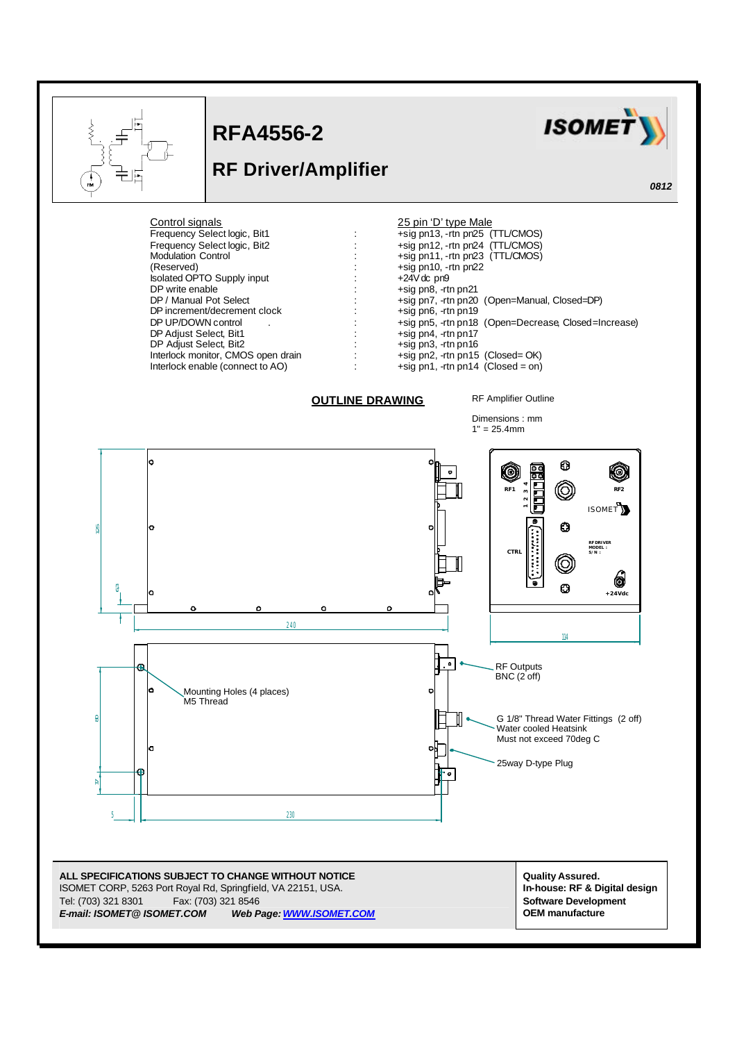# RFA4556-2

## RF Driver/Amplifier

0812

| Control signals | | 25 pin 'D' type Male |
|---|---|---|
| Frequency Select logic, Bit1 | : | +sig pn13, -rtn pn25 (TTL/CMOS) |
| Frequency Select logic, Bit2 | : | +sig pn12, -rtn pn24 (TTL/CMOS) |
| Modulation Control | : | +sig pn11, -rtn pn23 (TTL/CMOS) |
| (Reserved) | : | +sig pn10, -rtn pn22 |
| Isolated OPTO Supply input | : | +24Vdc pn9 |
| DP write enable | : | +sig pn8, -rtn pn21 |
| DP / Manual Pot Select | : | +sig pn7, -rtn pn20 (Open=Manual, Closed=DP) |
| DP increment/decrement clock | : | +sig pn6, -rtn pn19 |
| DP UP/DOWN control . | : | +sig pn5, -rtn pn18 (Open=Decrease, Closed=Increase) |
| DP Adjust Select, Bit1 | : | +sig pn4, -rtn pn17 |
| DP Adjust Select, Bit2 | : | +sig pn3, -rtn pn16 |
| Interlock monitor, CMOS open drain | : | +sig pn2, -rtn pn15 (Closed= OK) |
| Interlock enable (connect to AO) | : | +sig pn1, -rtn pn14 (Closed = on) |

**OUTLINE DRAWING**

RF Amplifier Outline

Dimensions : mm
1" = 25.4mm

125
63
240
114
RF1
RF2
CTRL
ISOMET
RF DRIVER MODEL : S/N :
+24Vdc
1 2 3 4

Mounting Holes (4 places)
M5 Thread

RF Outputs
BNC (2 off)

G 1/8" Thread Water Fittings (2 off)
Water cooled Heatsink
Must not exceed 70deg C

25way D-type Plug

80
17
5
230

**ALL SPECIFICATIONS SUBJECT TO CHANGE WITHOUT NOTICE**
ISOMET CORP, 5263 Port Royal Rd, Springfield, VA 22151, USA.
Tel: (703) 321 8301 Fax: (703) 321 8546
***E-mail: ISOMET@ ISOMET.COM*** ***Web Page: WWW.ISOMET.COM***

**Quality Assured.**
**In-house: RF & Digital design**
**Software Development**
**OEM manufacture**